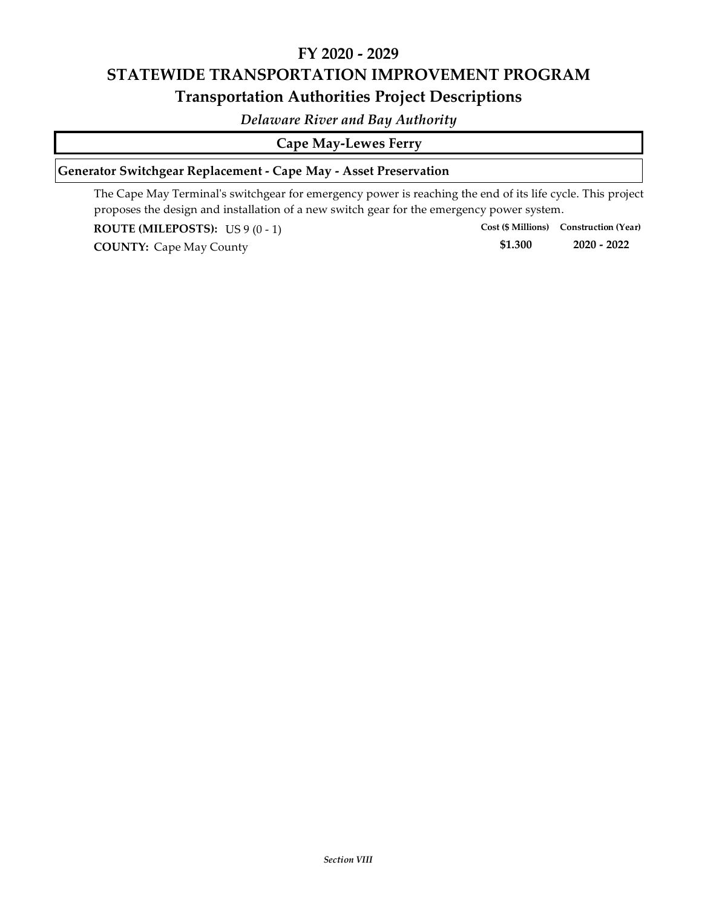# FY 2020 - 2029
# STATEWIDE TRANSPORTATION IMPROVEMENT PROGRAM
## Transportation Authorities Project Descriptions

*Delaware River and Bay Authority*

### Cape May-Lewes Ferry

**Generator Switchgear Replacement - Cape May - Asset Preservation**

The Cape May Terminal's switchgear for emergency power is reaching the end of its life cycle. This project proposes the design and installation of a new switch gear for the emergency power system.

**ROUTE (MILEPOSTS):** US 9 (0 - 1)

**COUNTY:** Cape May County

| Cost ($ Millions) | Construction (Year) |
|---|---|
| **$1.300** | **2020 - 2022** |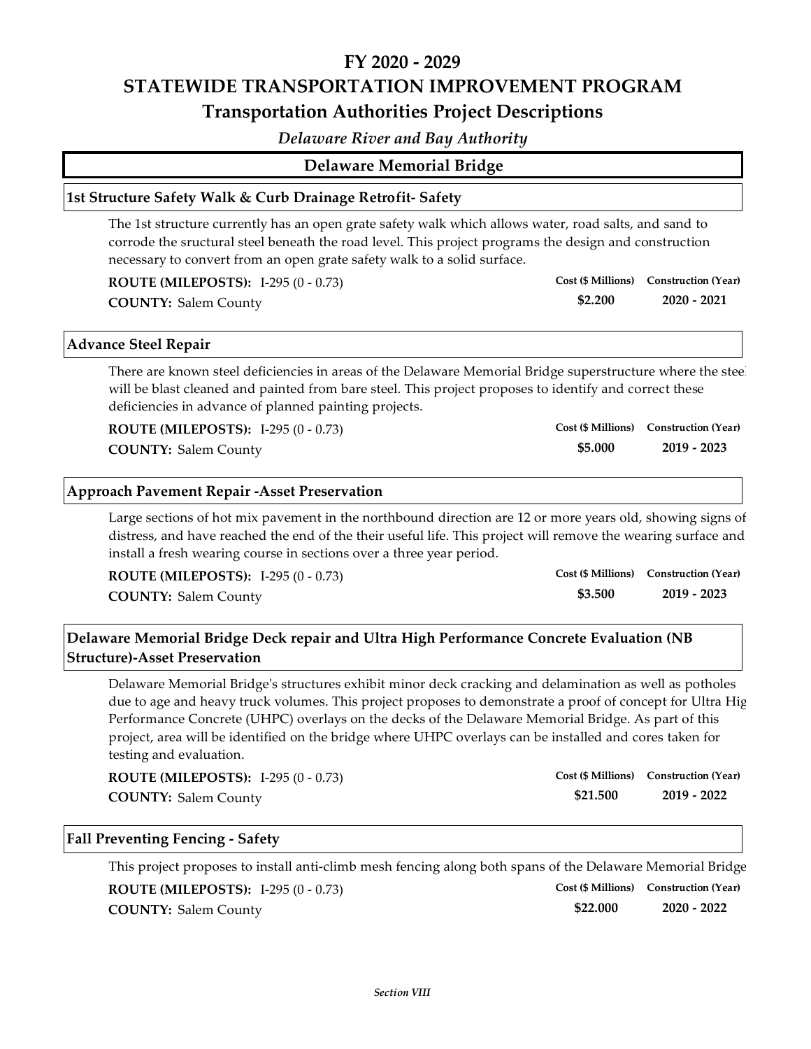# FY 2020 - 2029

# STATEWIDE TRANSPORTATION IMPROVEMENT PROGRAM

# Transportation Authorities Project Descriptions

*Delaware River and Bay Authority*

## Delaware Memorial Bridge

### 1st Structure Safety Walk & Curb Drainage Retrofit- Safety

The 1st structure currently has an open grate safety walk which allows water, road salts, and sand to corrode the sructural steel beneath the road level. This project programs the design and construction necessary to convert from an open grate safety walk to a solid surface.

**ROUTE (MILEPOSTS):** I-295 (0 - 0.73)

**COUNTY:** Salem County

| Cost ($ Millions) | Construction (Year) |
|---|---|
| **$2.200** | **2020 - 2021** |

### Advance Steel Repair

There are known steel deficiencies in areas of the Delaware Memorial Bridge superstructure where the steel will be blast cleaned and painted from bare steel. This project proposes to identify and correct these deficiencies in advance of planned painting projects.

**ROUTE (MILEPOSTS):** I-295 (0 - 0.73)

**COUNTY:** Salem County

| Cost ($ Millions) | Construction (Year) |
|---|---|
| **$5.000** | **2019 - 2023** |

### Approach Pavement Repair -Asset Preservation

Large sections of hot mix pavement in the northbound direction are 12 or more years old, showing signs of distress, and have reached the end of the their useful life. This project will remove the wearing surface and install a fresh wearing course in sections over a three year period.

**ROUTE (MILEPOSTS):** I-295 (0 - 0.73)

**COUNTY:** Salem County

| Cost ($ Millions) | Construction (Year) |
|---|---|
| **$3.500** | **2019 - 2023** |

### Delaware Memorial Bridge Deck repair and Ultra High Performance Concrete Evaluation (NB Structure)-Asset Preservation

Delaware Memorial Bridge's structures exhibit minor deck cracking and delamination as well as potholes due to age and heavy truck volumes. This project proposes to demonstrate a proof of concept for Ultra High Performance Concrete (UHPC) overlays on the decks of the Delaware Memorial Bridge. As part of this project, area will be identified on the bridge where UHPC overlays can be installed and cores taken for testing and evaluation.

**ROUTE (MILEPOSTS):** I-295 (0 - 0.73)

**COUNTY:** Salem County

| Cost ($ Millions) | Construction (Year) |
|---|---|
| **$21.500** | **2019 - 2022** |

### Fall Preventing Fencing - Safety

This project proposes to install anti-climb mesh fencing along both spans of the Delaware Memorial Bridge

**ROUTE (MILEPOSTS):** I-295 (0 - 0.73)

**COUNTY:** Salem County

| Cost ($ Millions) | Construction (Year) |
|---|---|
| **$22.000** | **2020 - 2022** |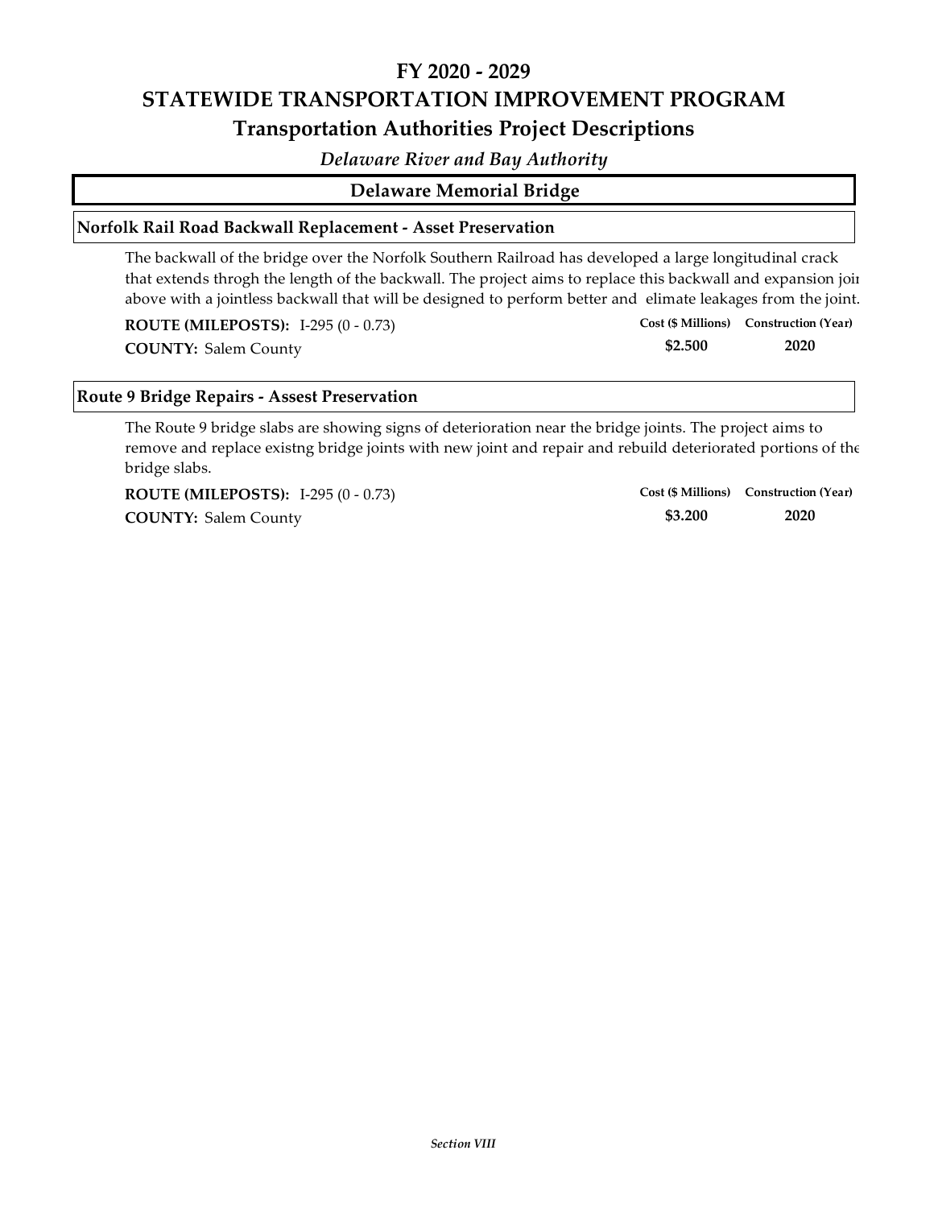# FY 2020 - 2029

# STATEWIDE TRANSPORTATION IMPROVEMENT PROGRAM

## Transportation Authorities Project Descriptions

*Delaware River and Bay Authority*

### Delaware Memorial Bridge

#### Norfolk Rail Road Backwall Replacement - Asset Preservation

The backwall of the bridge over the Norfolk Southern Railroad has developed a large longitudinal crack that extends throgh the length of the backwall. The project aims to replace this backwall and expansion joint above with a jointless backwall that will be designed to perform better and elimate leakages from the joint.

**ROUTE (MILEPOSTS):** I-295 (0 - 0.73)

**COUNTY:** Salem County

| Cost ($ Millions) | Construction (Year) |
|---|---|
| **$2.500** | **2020** |

#### Route 9 Bridge Repairs - Assest Preservation

The Route 9 bridge slabs are showing signs of deterioration near the bridge joints. The project aims to remove and replace existng bridge joints with new joint and repair and rebuild deteriorated portions of the bridge slabs.

**ROUTE (MILEPOSTS):** I-295 (0 - 0.73)

**COUNTY:** Salem County

| Cost ($ Millions) | Construction (Year) |
|---|---|
| **$3.200** | **2020** |

*Section VIII*